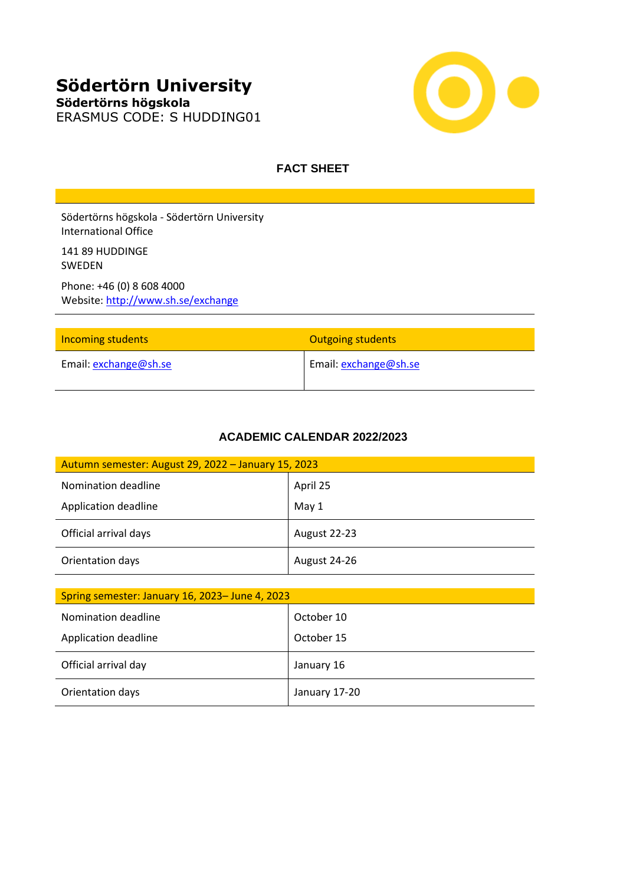# Södertörn University

**Södertörns högskola**

ERASMUS CODE: S HUDDING01

## FACT SHEET

Södertörns högskola - Södertörn University
International Office

141 89 HUDDINGE
SWEDEN

Phone: +46 (0) 8 608 4000
Website: http://www.sh.se/exchange

| Incoming students | Outgoing students |
|---|---|
| Email: exchange@sh.se | Email: exchange@sh.se |

## ACADEMIC CALENDAR 2022/2023

| Autumn semester: August 29, 2022 – January 15, 2023 | |
|---|---|
| Nomination deadline | April 25 |
| Application deadline | May 1 |
| Official arrival days | August 22-23 |
| Orientation days | August 24-26 |

| Spring semester: January 16, 2023– June 4, 2023 | |
|---|---|
| Nomination deadline | October 10 |
| Application deadline | October 15 |
| Official arrival day | January 16 |
| Orientation days | January 17-20 |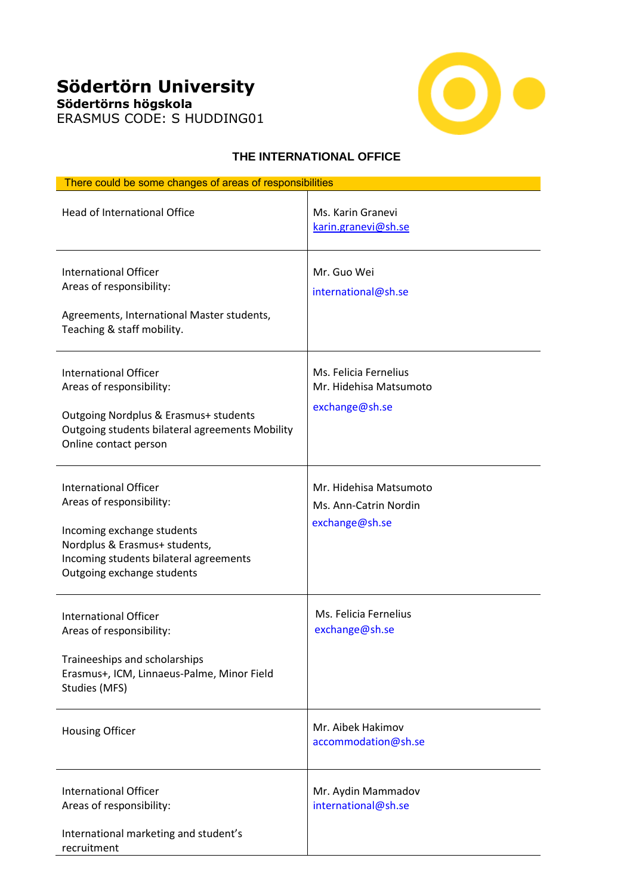# Södertörn University

**Södertörns högskola**

ERASMUS CODE: S HUDDING01

## THE INTERNATIONAL OFFICE

| There could be some changes of areas of responsibilities | |
|---|---|
| Head of International Office | Ms. Karin Granevi<br>karin.granevi@sh.se |
| International Officer<br>Areas of responsibility:<br><br>Agreements, International Master students, Teaching & staff mobility. | Mr. Guo Wei<br><br>international@sh.se |
| International Officer<br>Areas of responsibility:<br><br>Outgoing Nordplus & Erasmus+ students<br>Outgoing students bilateral agreements Mobility Online contact person | Ms. Felicia Fernelius<br>Mr. Hidehisa Matsumoto<br><br>exchange@sh.se |
| International Officer<br>Areas of responsibility:<br><br>Incoming exchange students<br>Nordplus & Erasmus+ students,<br>Incoming students bilateral agreements<br>Outgoing exchange students | Mr. Hidehisa Matsumoto<br>Ms. Ann-Catrin Nordin<br>exchange@sh.se |
| International Officer<br>Areas of responsibility:<br><br>Traineeships and scholarships<br>Erasmus+, ICM, Linnaeus-Palme, Minor Field Studies (MFS) | Ms. Felicia Fernelius<br>exchange@sh.se |
| Housing Officer | Mr. Aibek Hakimov<br>accommodation@sh.se |
| International Officer<br>Areas of responsibility:<br><br>International marketing and student's recruitment | Mr. Aydin Mammadov<br>international@sh.se |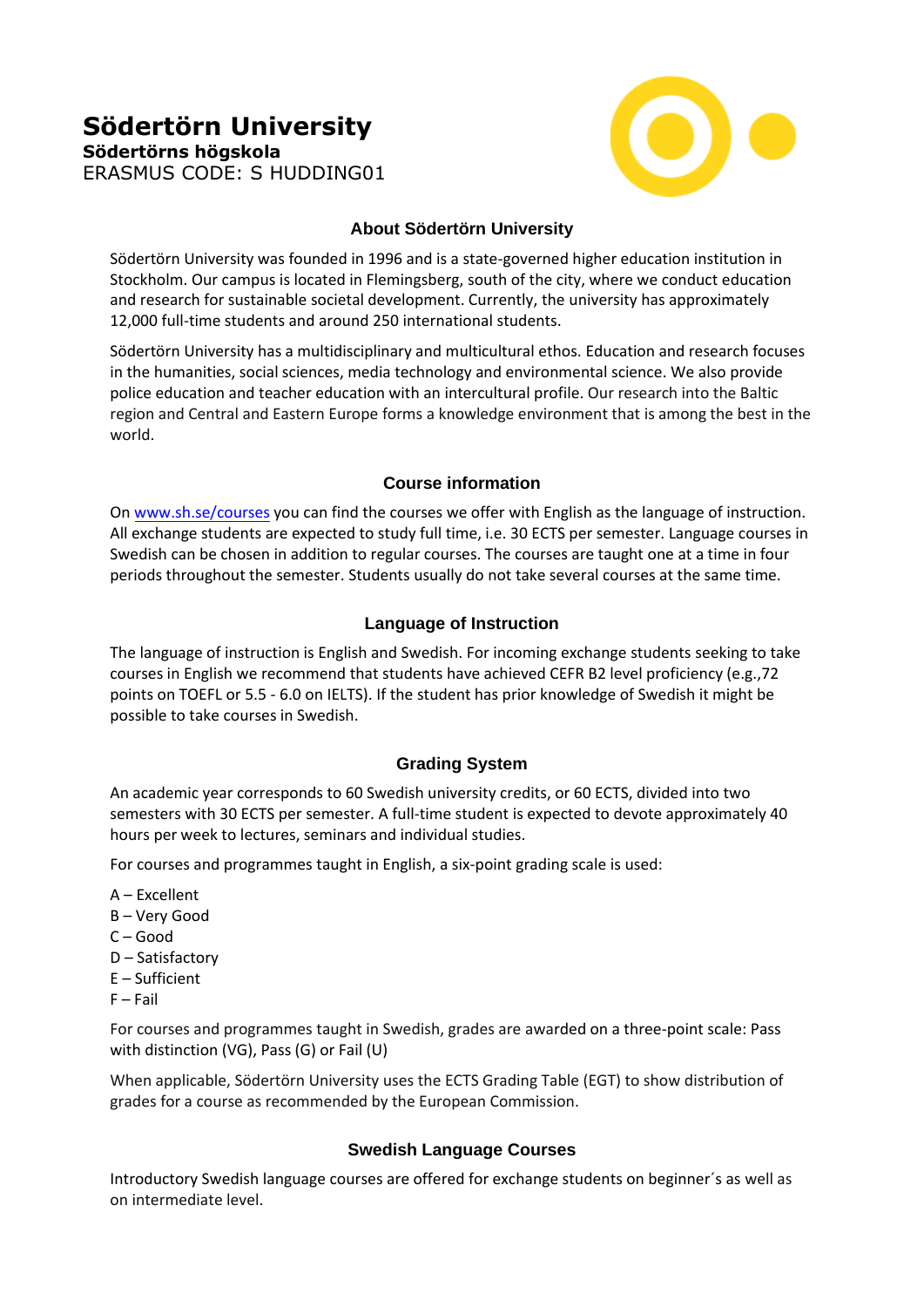# Södertörn University

**Södertörns högskola**

ERASMUS CODE: S HUDDING01

## About Södertörn University

Södertörn University was founded in 1996 and is a state-governed higher education institution in Stockholm. Our campus is located in Flemingsberg, south of the city, where we conduct education and research for sustainable societal development. Currently, the university has approximately 12,000 full-time students and around 250 international students.

Södertörn University has a multidisciplinary and multicultural ethos. Education and research focuses in the humanities, social sciences, media technology and environmental science. We also provide police education and teacher education with an intercultural profile. Our research into the Baltic region and Central and Eastern Europe forms a knowledge environment that is among the best in the world.

## Course information

On [www.sh.se/courses](www.sh.se/courses) you can find the courses we offer with English as the language of instruction. All exchange students are expected to study full time, i.e. 30 ECTS per semester. Language courses in Swedish can be chosen in addition to regular courses. The courses are taught one at a time in four periods throughout the semester. Students usually do not take several courses at the same time.

## Language of Instruction

The language of instruction is English and Swedish. For incoming exchange students seeking to take courses in English we recommend that students have achieved CEFR B2 level proficiency (e.g.,72 points on TOEFL or 5.5 - 6.0 on IELTS). If the student has prior knowledge of Swedish it might be possible to take courses in Swedish.

## Grading System

An academic year corresponds to 60 Swedish university credits, or 60 ECTS, divided into two semesters with 30 ECTS per semester. A full-time student is expected to devote approximately 40 hours per week to lectures, seminars and individual studies.

For courses and programmes taught in English, a six-point grading scale is used:

A – Excellent
B – Very Good
C – Good
D – Satisfactory
E – Sufficient
F – Fail

For courses and programmes taught in Swedish, grades are awarded on a three-point scale: Pass with distinction (VG), Pass (G) or Fail (U)

When applicable, Södertörn University uses the ECTS Grading Table (EGT) to show distribution of grades for a course as recommended by the European Commission.

## Swedish Language Courses

Introductory Swedish language courses are offered for exchange students on beginner´s as well as on intermediate level.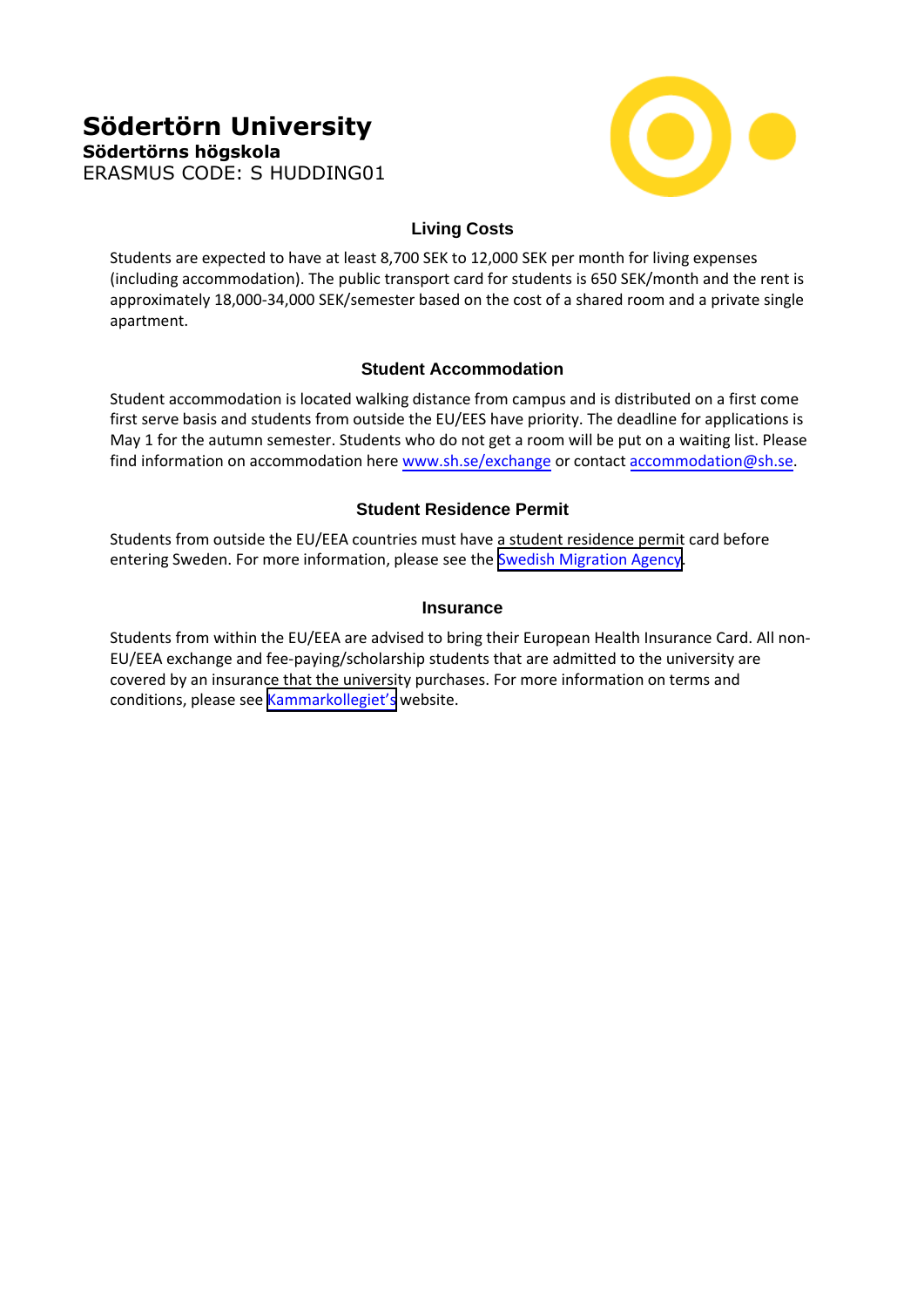# Södertörn University

**Södertörns högskola**

ERASMUS CODE: S HUDDING01

## Living Costs

Students are expected to have at least 8,700 SEK to 12,000 SEK per month for living expenses (including accommodation). The public transport card for students is 650 SEK/month and the rent is approximately 18,000-34,000 SEK/semester based on the cost of a shared room and a private single apartment.

## Student Accommodation

Student accommodation is located walking distance from campus and is distributed on a first come first serve basis and students from outside the EU/EES have priority. The deadline for applications is May 1 for the autumn semester. Students who do not get a room will be put on a waiting list. Please find information on accommodation here www.sh.se/exchange or contact accommodation@sh.se.

## Student Residence Permit

Students from outside the EU/EEA countries must have a student residence permit card before entering Sweden. For more information, please see the Swedish Migration Agency.

## Insurance

Students from within the EU/EEA are advised to bring their European Health Insurance Card. All non-EU/EEA exchange and fee-paying/scholarship students that are admitted to the university are covered by an insurance that the university purchases. For more information on terms and conditions, please see Kammarkollegiet's website.